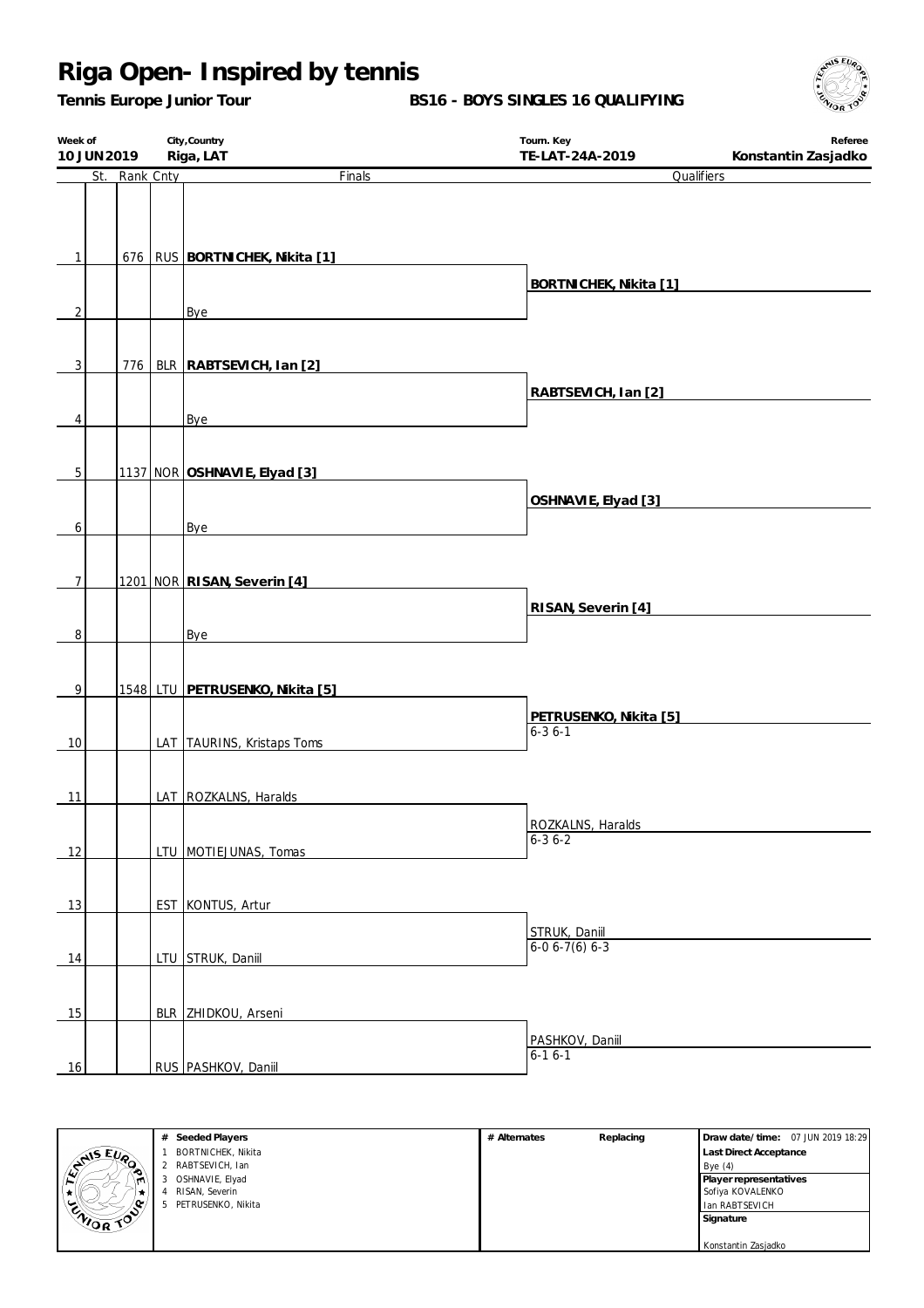# Riga Open- Inspired by tennis

**Tennis Europe Junior Tour**

**BS16 - BOYS SINGLES 16 QUALIFYING**

| Week of | City,Country | Tourn. Key | Referee |
|---|---|---|---|
| 10 JUN 2019 | Riga, LAT | TE-LAT-24A-2019 | Konstantin Zasjadko |

| # | St. | Rank | Cnty | Finals | Qualifiers |
|---|---|---|---|---|---|
| 1 | | 676 | RUS | **BORTNICHEK, Nikita [1]** | |
| | | | | | **BORTNICHEK, Nikita [1]** |
| 2 | | | | Bye | |
| 3 | | 776 | BLR | **RABTSEVICH, Ian [2]** | |
| | | | | | **RABTSEVICH, Ian [2]** |
| 4 | | | | Bye | |
| 5 | | 1137 | NOR | **OSHNAVIE, Elyad [3]** | |
| | | | | | **OSHNAVIE, Elyad [3]** |
| 6 | | | | Bye | |
| 7 | | 1201 | NOR | **RISAN, Severin [4]** | |
| | | | | | **RISAN, Severin [4]** |
| 8 | | | | Bye | |
| 9 | | 1548 | LTU | **PETRUSENKO, Nikita [5]** | |
| | | | | | **PETRUSENKO, Nikita [5]** 6-3 6-1 |
| 10 | | | LAT | TAURINS, Kristaps Toms | |
| 11 | | | LAT | ROZKALNS, Haralds | |
| | | | | | ROZKALNS, Haralds 6-3 6-2 |
| 12 | | | LTU | MOTIEJUNAS, Tomas | |
| 13 | | | EST | KONTUS, Artur | |
| | | | | | STRUK, Daniil 6-0 6-7(6) 6-3 |
| 14 | | | LTU | STRUK, Daniil | |
| 15 | | | BLR | ZHIDKOU, Arseni | |
| | | | | | PASHKOV, Daniil 6-1 6-1 |
| 16 | | | RUS | PASHKOV, Daniil | |

| # | Seeded Players | # Alternates | Replacing | |
|---|---|---|---|---|
| 1 | BORTNICHEK, Nikita | | | **Draw date/time:** 07 JUN 2019 18:29 |
| 2 | RABTSEVICH, Ian | | | **Last Direct Acceptance** Bye (4) |
| 3 | OSHNAVIE, Elyad | | | **Player representatives** |
| 4 | RISAN, Severin | | | Sofiya KOVALENKO |
| 5 | PETRUSENKO, Nikita | | | Ian RABTSEVICH |
| | | | | **Signature** |
| | | | | Konstantin Zasjadko |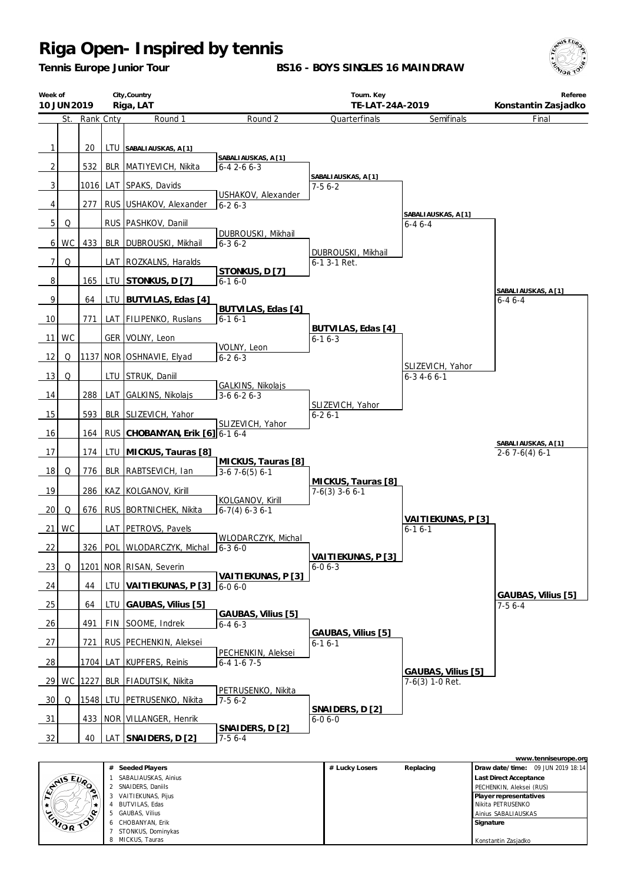# Riga Open- Inspired by tennis

**Tennis Europe Junior Tour**

**BS16 - BOYS SINGLES 16 MAINDRAW**

| Week of | City,Country | Tourn. Key | Referee |
|---|---|---|---|
| 10 JUN 2019 | Riga, LAT | TE-LAT-24A-2019 | Konstantin Zasjadko |

| # | St. | Rank | Cnty | Round 1 | Round 2 | Quarterfinals | Semifinals | Final |
|---|---|---|---|---|---|---|---|---|
| 1 | | 20 | LTU | SABALIAUSKAS, A [1] | | | | |
| 2 | | 532 | BLR | MATIYEVICH, Nikita | SABALIAUSKAS, A [1] 6-4 2-6 6-3 | | | |
| 3 | | 1016 | LAT | SPAKS, Davids | | SABALIAUSKAS, A [1] 7-5 6-2 | | |
| 4 | | 277 | RUS | USHAKOV, Alexander | USHAKOV, Alexander 6-2 6-3 | | | |
| 5 | Q | | RUS | PASHKOV, Daniil | | | SABALIAUSKAS, A [1] 6-4 6-4 | |
| 6 | WC | 433 | BLR | DUBROUSKI, Mikhail | DUBROUSKI, Mikhail 6-3 6-2 | | | |
| 7 | Q | | LAT | ROZKALNS, Haralds | | DUBROUSKI, Mikhail 6-1 3-1 Ret. | | |
| 8 | | 165 | LTU | STONKUS, D [7] | STONKUS, D [7] 6-1 6-0 | | | |
| 9 | | 64 | LTU | BUTVILAS, Edas [4] | | | | SABALIAUSKAS, A [1] 6-4 6-4 |
| 10 | | 771 | LAT | FILIPENKO, Ruslans | BUTVILAS, Edas [4] 6-1 6-1 | | | |
| 11 | WC | | GER | VOLNY, Leon | | BUTVILAS, Edas [4] 6-1 6-3 | | |
| 12 | Q | 1137 | NOR | OSHNAVIE, Elyad | VOLNY, Leon 6-2 6-3 | | | |
| 13 | Q | | LTU | STRUK, Daniil | | | SLIZEVICH, Yahor 6-3 4-6 6-1 | |
| 14 | | 288 | LAT | GALKINS, Nikolajs | GALKINS, Nikolajs 3-6 6-2 6-3 | | | |
| 15 | | 593 | BLR | SLIZEVICH, Yahor | | SLIZEVICH, Yahor 6-2 6-1 | | |
| 16 | | 164 | RUS | CHOBANYAN, Erik [6] | SLIZEVICH, Yahor 6-1 6-4 | | | |
| 17 | | 174 | LTU | MICKUS, Tauras [8] | | | | SABALIAUSKAS, A [1] 2-6 7-6(4) 6-1 |
| 18 | Q | 776 | BLR | RABTSEVICH, Ian | MICKUS, Tauras [8] 3-6 7-6(5) 6-1 | | | |
| 19 | | 286 | KAZ | KOLGANOV, Kirill | | MICKUS, Tauras [8] 7-6(3) 3-6 6-1 | | |
| 20 | Q | 676 | RUS | BORTNICHEK, Nikita | KOLGANOV, Kirill 6-7(4) 6-3 6-1 | | | |
| 21 | WC | | LAT | PETROVS, Pavels | | | VAITIEKUNAS, P [3] 6-1 6-1 | |
| 22 | | 326 | POL | WLODARCZYK, Michal | WLODARCZYK, Michal 6-3 6-0 | | | |
| 23 | Q | 1201 | NOR | RISAN, Severin | | VAITIEKUNAS, P [3] 6-0 6-3 | | |
| 24 | | 44 | LTU | VAITIEKUNAS, P [3] | VAITIEKUNAS, P [3] 6-0 6-0 | | | |
| 25 | | 64 | LTU | GAUBAS, Vilius [5] | | | | GAUBAS, Vilius [5] 7-5 6-4 |
| 26 | | 491 | FIN | SOOME, Indrek | GAUBAS, Vilius [5] 6-4 6-3 | | | |
| 27 | | 721 | RUS | PECHENKIN, Aleksei | | GAUBAS, Vilius [5] 6-1 6-1 | | |
| 28 | | 1704 | LAT | KUPFERS, Reinis | PECHENKIN, Aleksei 6-4 1-6 7-5 | | | |
| 29 | WC | 1227 | BLR | FIADUTSIK, Nikita | | | GAUBAS, Vilius [5] 7-6(3) 1-0 Ret. | |
| 30 | Q | 1548 | LTU | PETRUSENKO, Nikita | PETRUSENKO, Nikita 7-5 6-2 | | | |
| 31 | | 433 | NOR | VILLANGER, Henrik | | SNAIDERS, D [2] 6-0 6-0 | | |
| 32 | | 40 | LAT | SNAIDERS, D [2] | SNAIDERS, D [2] 7-5 6-4 | | | |

| # | Seeded Players |
|---|---|
| 1 | SABALIAUSKAS, Ainius |
| 2 | SNAIDERS, Daniils |
| 3 | VAITIEKUNAS, Pijus |
| 4 | BUTVILAS, Edas |
| 5 | GAUBAS, Vilius |
| 6 | CHOBANYAN, Erik |
| 7 | STONKUS, Dominykas |
| 8 | MICKUS, Tauras |

| # Lucky Losers | Replacing |
|---|---|
| | |

www.tenniseurope.org

**Draw date/time:** 09 JUN 2019 18:14

**Last Direct Acceptance**
PECHENKIN, Aleksei (RUS)

**Player representatives**
Nikita PETRUSENKO
Ainius SABALIAUSKAS

**Signature**

Konstantin Zasjadko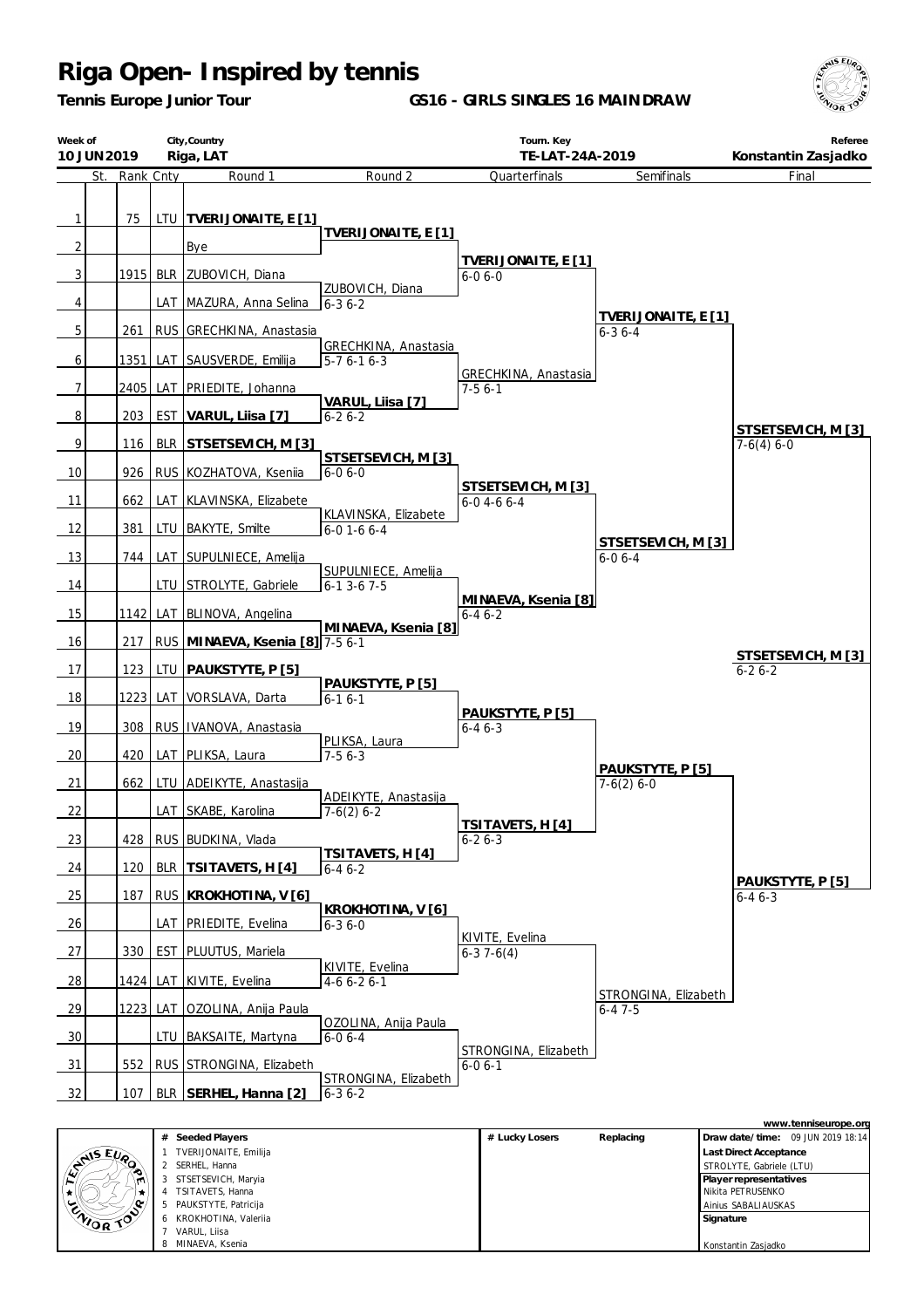# Riga Open- Inspired by tennis

**Tennis Europe Junior Tour**

**GS16 - GIRLS SINGLES 16 MAINDRAW**

| Week of | City,Country | Tourn. Key | Referee |
|---|---|---|---|
| 10 JUN 2019 | Riga, LAT | TE-LAT-24A-2019 | Konstantin Zasjadko |

## Round 1

| # | St. | Rank | Cnty | Round 1 |
|---|---|---|---|---|
| 1 | | 75 | LTU | **TVERIJONAITE, E [1]** |
| 2 | | | | Bye |
| 3 | | 1915 | BLR | ZUBOVICH, Diana |
| 4 | | | LAT | MAZURA, Anna Selina |
| 5 | | 261 | RUS | GRECHKINA, Anastasia |
| 6 | | 1351 | LAT | SAUSVERDE, Emilija |
| 7 | | 2405 | LAT | PRIEDITE, Johanna |
| 8 | | 203 | EST | **VARUL, Liisa [7]** |
| 9 | | 116 | BLR | **STSETSEVICH, M [3]** |
| 10 | | 926 | RUS | KOZHATOVA, Ksenia |
| 11 | | 662 | LAT | KLAVINSKA, Elizabete |
| 12 | | 381 | LTU | BAKYTE, Smilte |
| 13 | | 744 | LAT | SUPULNIECE, Amelija |
| 14 | | | LTU | STROLYTE, Gabriele |
| 15 | | 1142 | LAT | BLINOVA, Angelina |
| 16 | | 217 | RUS | **MINAEVA, Ksenia [8]** |
| 17 | | 123 | LTU | **PAUKSTYTE, P [5]** |
| 18 | | 1223 | LAT | VORSLAVA, Darta |
| 19 | | 308 | RUS | IVANOVA, Anastasia |
| 20 | | 420 | LAT | PLIKSA, Laura |
| 21 | | 662 | LTU | ADEIKYTE, Anastasija |
| 22 | | | LAT | SKABE, Karolina |
| 23 | | 428 | RUS | BUDKINA, Vlada |
| 24 | | 120 | BLR | **TSITAVETS, H [4]** |
| 25 | | 187 | RUS | **KROKHOTINA, V [6]** |
| 26 | | | LAT | PRIEDITE, Evelina |
| 27 | | 330 | EST | PLUUTUS, Mariela |
| 28 | | 1424 | LAT | KIVITE, Evelina |
| 29 | | 1223 | LAT | OZOLINA, Anija Paula |
| 30 | | | LTU | BAKSAITE, Martyna |
| 31 | | 552 | RUS | STRONGINA, Elizabeth |
| 32 | | 107 | BLR | **SERHEL, Hanna [2]** |

## Round 2

- **TVERIJONAITE, E [1]**
- ZUBOVICH, Diana 6-3 6-2
- GRECHKINA, Anastasia 5-7 6-1 6-3
- **VARUL, Liisa [7]** 6-2 6-2
- **STSETSEVICH, M [3]** 6-0 6-0
- KLAVINSKA, Elizabete 6-0 1-6 6-4
- SUPULNIECE, Amelija 6-1 3-6 7-5
- **MINAEVA, Ksenia [8]** 7-5 6-1
- **PAUKSTYTE, P [5]** 6-1 6-1
- PLIKSA, Laura 7-5 6-3
- ADEIKYTE, Anastasija 7-6(2) 6-2
- **TSITAVETS, H [4]** 6-4 6-2
- **KROKHOTINA, V [6]** 6-3 6-0
- KIVITE, Evelina 4-6 6-2 6-1
- OZOLINA, Anija Paula 6-0 6-4
- STRONGINA, Elizabeth 6-3 6-2

## Quarterfinals

- **TVERIJONAITE, E [1]** 6-0 6-0
- GRECHKINA, Anastasia 7-5 6-1
- **STSETSEVICH, M [3]** 6-0 4-6 6-4
- **MINAEVA, Ksenia [8]** 6-4 6-2
- **PAUKSTYTE, P [5]** 6-4 6-3
- **TSITAVETS, H [4]** 6-2 6-3
- KIVITE, Evelina 6-3 7-6(4)
- STRONGINA, Elizabeth 6-0 6-1

## Semifinals

- **TVERIJONAITE, E [1]** 6-3 6-4
- **STSETSEVICH, M [3]** 6-0 6-4
- **PAUKSTYTE, P [5]** 7-6(2) 6-0
- STRONGINA, Elizabeth 6-4 7-5

## Final

- **STSETSEVICH, M [3]** 7-6(4) 6-0
- **PAUKSTYTE, P [5]** 6-4 6-3

**Winner: STSETSEVICH, M [3]** 6-2 6-2

---

www.tenniseurope.org

| # | Seeded Players |
|---|---|
| 1 | TVERIJONAITE, Emilija |
| 2 | SERHEL, Hanna |
| 3 | STSETSEVICH, Maryia |
| 4 | TSITAVETS, Hanna |
| 5 | PAUKSTYTE, Patricija |
| 6 | KROKHOTINA, Valeriia |
| 7 | VARUL, Liisa |
| 8 | MINAEVA, Ksenia |

| # Lucky Losers | Replacing |
|---|---|
| | |

**Draw date/time:** 09 JUN 2019 18:14

**Last Direct Acceptance**
STROLYTE, Gabriele (LTU)

**Player representatives**
Nikita PETRUSENKO
Ainius SABALIAUSKAS

**Signature**

Konstantin Zasjadko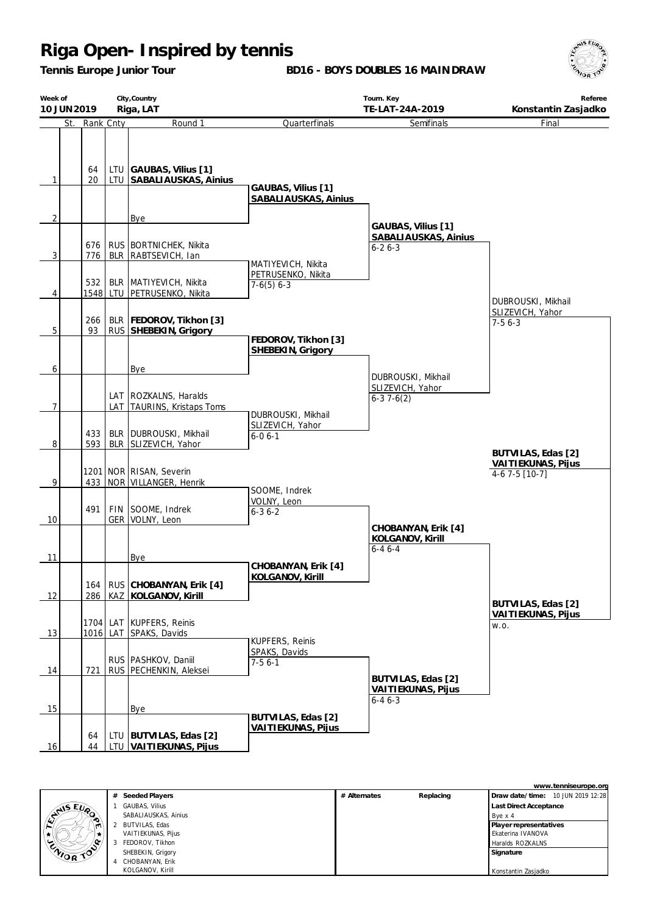# Riga Open- Inspired by tennis

**Tennis Europe Junior Tour**

**BD16 - BOYS DOUBLES 16 MAIN DRAW**

| Week of | City,Country | Tourn. Key | Referee |
|---|---|---|---|
| **10 JUN 2019** | **Riga, LAT** | **TE-LAT-24A-2019** | **Konstantin Zasjadko** |

| | St. | Rank | Cnty | Round 1 | Quarterfinals | Semifinals | Final |
|---|---|---|---|---|---|---|---|
| 1 | | 64 / 20 | LTU / LTU | **GAUBAS, Vilius [1]** / **SABALIAUSKAS, Ainius** | **GAUBAS, Vilius [1]** / **SABALIAUSKAS, Ainius** | | |
| 2 | | | | Bye | | **GAUBAS, Vilius [1]** / **SABALIAUSKAS, Ainius** 6-2 6-3 | |
| 3 | | 676 / 776 | RUS / BLR | BORTNICHEK, Nikita / RABTSEVICH, Ian | MATIYEVICH, Nikita / PETRUSENKO, Nikita 7-6(5) 6-3 | | |
| 4 | | 532 / 1548 | BLR / LTU | MATIYEVICH, Nikita / PETRUSENKO, Nikita | | | DUBROUSKI, Mikhail / SLIZEVICH, Yahor 7-5 6-3 |
| 5 | | 266 / 93 | BLR / RUS | **FEDOROV, Tikhon [3]** / **SHEBEKIN, Grigory** | **FEDOROV, Tikhon [3]** / **SHEBEKIN, Grigory** | | |
| 6 | | | | Bye | | DUBROUSKI, Mikhail / SLIZEVICH, Yahor 6-3 7-6(2) | |
| 7 | | | LAT / LAT | ROZKALNS, Haralds / TAURINS, Kristaps Toms | DUBROUSKI, Mikhail / SLIZEVICH, Yahor 6-0 6-1 | | |
| 8 | | 433 / 593 | BLR / BLR | DUBROUSKI, Mikhail / SLIZEVICH, Yahor | | | **BUTVILAS, Edas [2]** / **VAITIEKUNAS, Pijus** 4-6 7-5 [10-7] |
| 9 | | 1201 / 433 | NOR / NOR | RISAN, Severin / VILLANGER, Henrik | SOOME, Indrek / VOLNY, Leon 6-3 6-2 | | |
| 10 | | 491 | FIN / GER | SOOME, Indrek / VOLNY, Leon | | **CHOBANYAN, Erik [4]** / **KOLGANOV, Kirill** 6-4 6-4 | |
| 11 | | | | Bye | **CHOBANYAN, Erik [4]** / **KOLGANOV, Kirill** | | |
| 12 | | 164 / 286 | RUS / KAZ | **CHOBANYAN, Erik [4]** / **KOLGANOV, Kirill** | | | **BUTVILAS, Edas [2]** / **VAITIEKUNAS, Pijus** w.o. |
| 13 | | 1704 / 1016 | LAT / LAT | KUPFERS, Reinis / SPAKS, Davids | KUPFERS, Reinis / SPAKS, Davids 7-5 6-1 | | |
| 14 | | 721 | RUS / RUS | PASHKOV, Daniil / PECHENKIN, Aleksei | | **BUTVILAS, Edas [2]** / **VAITIEKUNAS, Pijus** 6-4 6-3 | |
| 15 | | | | Bye | **BUTVILAS, Edas [2]** / **VAITIEKUNAS, Pijus** | | |
| 16 | | 64 / 44 | LTU / LTU | **BUTVILAS, Edas [2]** / **VAITIEKUNAS, Pijus** | | | |

| # | Seeded Players | # Alternates | Replacing | |
|---|---|---|---|---|
| 1 | GAUBAS, Vilius / SABALIAUSKAS, Ainius | | | **Draw date/time:** 10 JUN 2019 12:28 |
| 2 | BUTVILAS, Edas / VAITIEKUNAS, Pijus | | | **Last Direct Acceptance**: Bye x 4 |
| 3 | FEDOROV, Tikhon / SHEBEKIN, Grigory | | | **Player representatives**: Ekaterina IVANOVA, Haralds ROZKALNS |
| 4 | CHOBANYAN, Erik / KOLGANOV, Kirill | | | **Signature**: Konstantin Zasjadko |

www.tenniseurope.org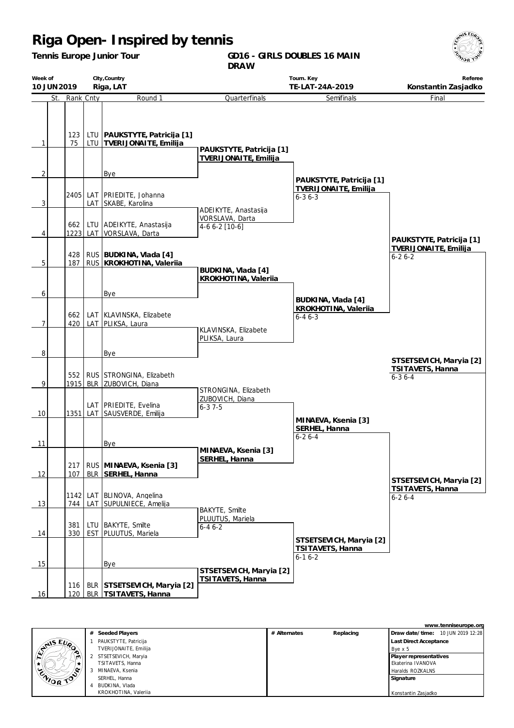# Riga Open- Inspired by tennis

**Tennis Europe Junior Tour**

**GD16 - GIRLS DOUBLES 16 MAIN DRAW**

| Week of | City,Country | Tourn. Key | Referee |
|---|---|---|---|
| 10 JUN 2019 | Riga, LAT | TE-LAT-24A-2019 | Konstantin Zasjadko |

| | St. | Rank | Cnty | Round 1 | Quarterfinals | Semifinals | Final |
|---|---|---|---|---|---|---|---|
| 1 | | 123 / 75 | LTU / LTU | **PAUKSTYTE, Patricija [1]** / **TVERIJONAITE, Emilija** | **PAUKSTYTE, Patricija [1]** / **TVERIJONAITE, Emilija** | | |
| 2 | | | | Bye | | **PAUKSTYTE, Patricija [1]** / **TVERIJONAITE, Emilija** 6-3 6-3 | |
| 3 | | 2405 / | LAT / LAT | PRIEDITE, Johanna / SKABE, Karolina | ADEIKYTE, Anastasija / VORSLAVA, Darta 4-6 6-2 [10-6] | | |
| 4 | | 662 / 1223 | LTU / LAT | ADEIKYTE, Anastasija / VORSLAVA, Darta | | | **PAUKSTYTE, Patricija [1]** / **TVERIJONAITE, Emilija** 6-2 6-2 |
| 5 | | 428 / 187 | RUS / RUS | **BUDKINA, Vlada [4]** / **KROKHOTINA, Valeriia** | **BUDKINA, Vlada [4]** / **KROKHOTINA, Valeriia** | | |
| 6 | | | | Bye | | **BUDKINA, Vlada [4]** / **KROKHOTINA, Valeriia** 6-4 6-3 | |
| 7 | | 662 / 420 | LAT / LAT | KLAVINSKA, Elizabete / PLIKSA, Laura | KLAVINSKA, Elizabete / PLIKSA, Laura | | |
| 8 | | | | Bye | | | **STSETSEVICH, Maryia [2]** / **TSITAVETS, Hanna** 6-3 6-4 |
| 9 | | 552 / 1915 | RUS / BLR | STRONGINA, Elizabeth / ZUBOVICH, Diana | STRONGINA, Elizabeth / ZUBOVICH, Diana 6-3 7-5 | | |
| 10 | | / 1351 | LAT / LAT | PRIEDITE, Evelina / SAUSVERDE, Emilija | | **MINAEVA, Ksenia [3]** / **SERHEL, Hanna** 6-2 6-4 | |
| 11 | | | | Bye | **MINAEVA, Ksenia [3]** / **SERHEL, Hanna** | | |
| 12 | | 217 / 107 | RUS / BLR | **MINAEVA, Ksenia [3]** / **SERHEL, Hanna** | | | **STSETSEVICH, Maryia [2]** / **TSITAVETS, Hanna** 6-2 6-4 |
| 13 | | 1142 / 744 | LAT / LAT | BLINOVA, Angelina / SUPULNIECE, Amelija | BAKYTE, Smilte / PLUUTUS, Mariela 6-4 6-2 | | |
| 14 | | 381 / 330 | LTU / EST | BAKYTE, Smilte / PLUUTUS, Mariela | | **STSETSEVICH, Maryia [2]** / **TSITAVETS, Hanna** 6-1 6-2 | |
| 15 | | | | Bye | **STSETSEVICH, Maryia [2]** / **TSITAVETS, Hanna** | | |
| 16 | | 116 / 120 | BLR / BLR | **STSETSEVICH, Maryia [2]** / **TSITAVETS, Hanna** | | | |

www.tenniseurope.org

| # | Seeded Players | # Alternates | Replacing | |
|---|---|---|---|---|
| 1 | PAUKSTYTE, Patricija / TVERIJONAITE, Emilija | | | **Draw date/time:** 10 JUN 2019 12:28 |
| 2 | STSETSEVICH, Maryia / TSITAVETS, Hanna | | | **Last Direct Acceptance** Bye x 5 |
| 3 | MINAEVA, Ksenia / SERHEL, Hanna | | | **Player representatives** Ekaterina IVANOVA, Haralds ROZKALNS |
| 4 | BUDKINA, Vlada / KROKHOTINA, Valeriia | | | **Signature** Konstantin Zasjadko |